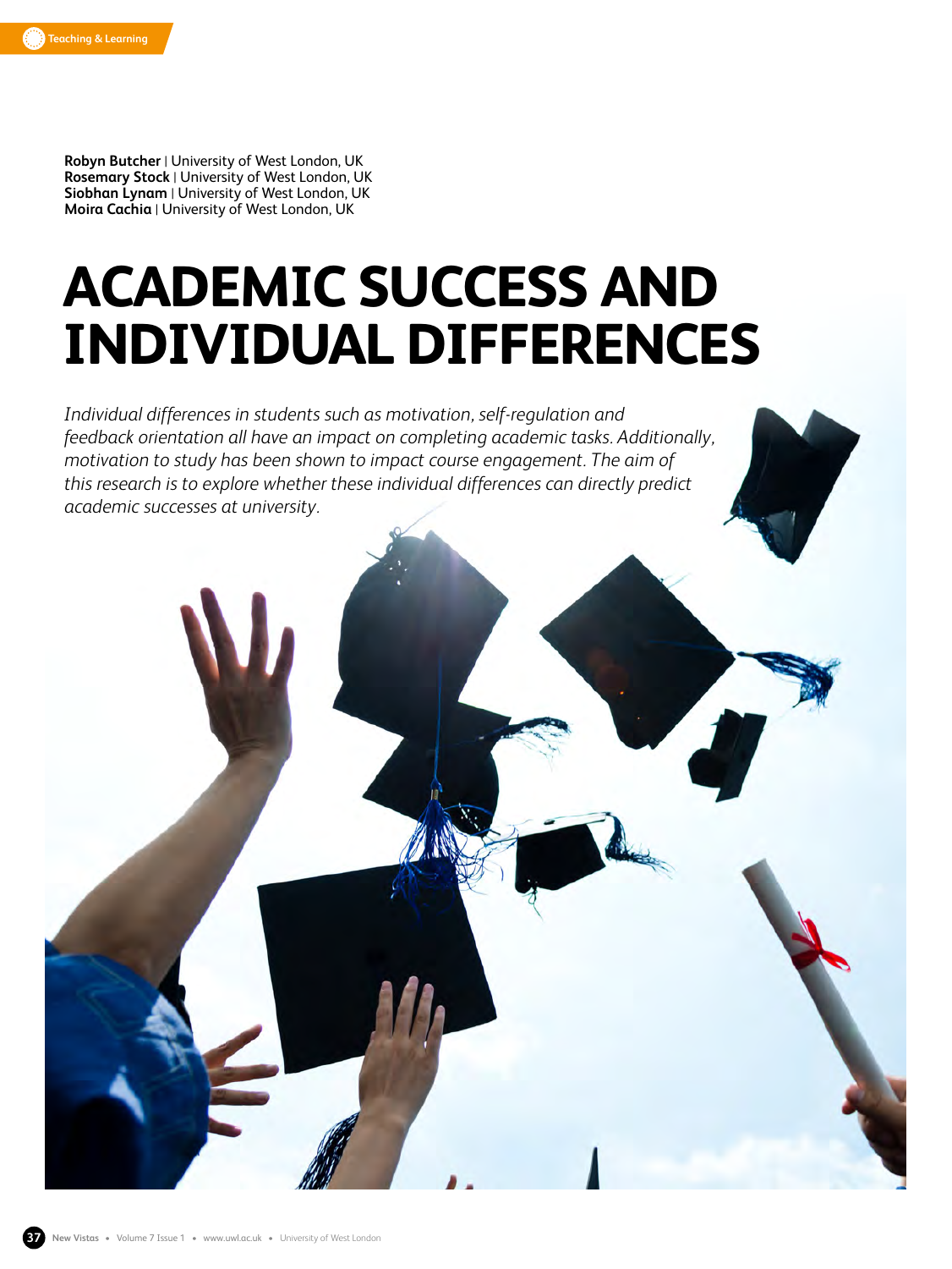Robyn Butcher | University of West London, UK
Rosemary Stock | University of West London, UK
Siobhan Lynam | University of West London, UK
Moira Cachia | University of West London, UK

# ACADEMIC SUCCESS AND INDIVIDUAL DIFFERENCES

*Individual differences in students such as motivation, self-regulation and feedback orientation all have an impact on completing academic tasks. Additionally, motivation to study has been shown to impact course engagement. The aim of this research is to explore whether these individual differences can directly predict academic successes at university.*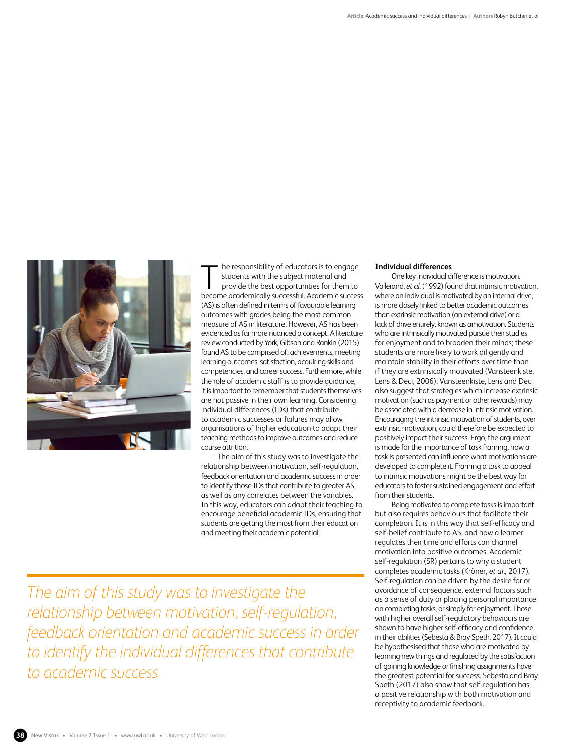The responsibility of educators is to engage students with the subject material and provide the best opportunities for them to become academically successful. Academic success (AS) is often defined in terms of favourable learning outcomes with grades being the most common measure of AS in literature. However, AS has been evidenced as far more nuanced a concept. A literature review conducted by York, Gibson and Rankin (2015) found AS to be comprised of: achievements, meeting learning outcomes, satisfaction, acquiring skills and competencies, and career success. Furthermore, while the role of academic staff is to provide guidance, it is important to remember that students themselves are not passive in their own learning. Considering individual differences (IDs) that contribute to academic successes or failures may allow organisations of higher education to adapt their teaching methods to improve outcomes and reduce course attrition.

The aim of this study was to investigate the relationship between motivation, self-regulation, feedback orientation and academic success in order to identify those IDs that contribute to greater AS, as well as any correlates between the variables. In this way, educators can adapt their teaching to encourage beneficial academic IDs, ensuring that students are getting the most from their education and meeting their academic potential.

*The aim of this study was to investigate the relationship between motivation, self-regulation, feedback orientation and academic success in order to identify the individual differences that contribute to academic success*

**Individual differences**

One key individual difference is motivation. Vallerand, *et al.* (1992) found that intrinsic motivation, where an individual is motivated by an internal drive, is more closely linked to better academic outcomes than extrinsic motivation (an external drive) or a lack of drive entirely, known as amotivation. Students who are intrinsically motivated pursue their studies for enjoyment and to broaden their minds; these students are more likely to work diligently and maintain stability in their efforts over time than if they are extrinsically motivated (Vansteenkiste, Lens & Deci, 2006). Vansteenkiste, Lens and Deci also suggest that strategies which increase extrinsic motivation (such as payment or other rewards) may be associated with a decrease in intrinsic motivation. Encouraging the intrinsic motivation of students, over extrinsic motivation, could therefore be expected to positively impact their success. Ergo, the argument is made for the importance of task framing, how a task is presented can influence what motivations are developed to complete it. Framing a task to appeal to intrinsic motivations might be the best way for educators to foster sustained engagement and effort from their students.

Being motivated to complete tasks is important but also requires behaviours that facilitate their completion. It is in this way that self-efficacy and self-belief contribute to AS, and how a learner regulates their time and efforts can channel motivation into positive outcomes. Academic self-regulation (SR) pertains to why a student completes academic tasks (Kröner, *et al.*, 2017). Self-regulation can be driven by the desire for or avoidance of consequence, external factors such as a sense of duty or placing personal importance on completing tasks, or simply for enjoyment. Those with higher overall self-regulatory behaviours are shown to have higher self-efficacy and confidence in their abilities (Sebesta & Bray Speth, 2017). It could be hypothesised that those who are motivated by learning new things and regulated by the satisfaction of gaining knowledge or finishing assignments have the greatest potential for success. Sebesta and Bray Speth (2017) also show that self-regulation has a positive relationship with both motivation and receptivity to academic feedback.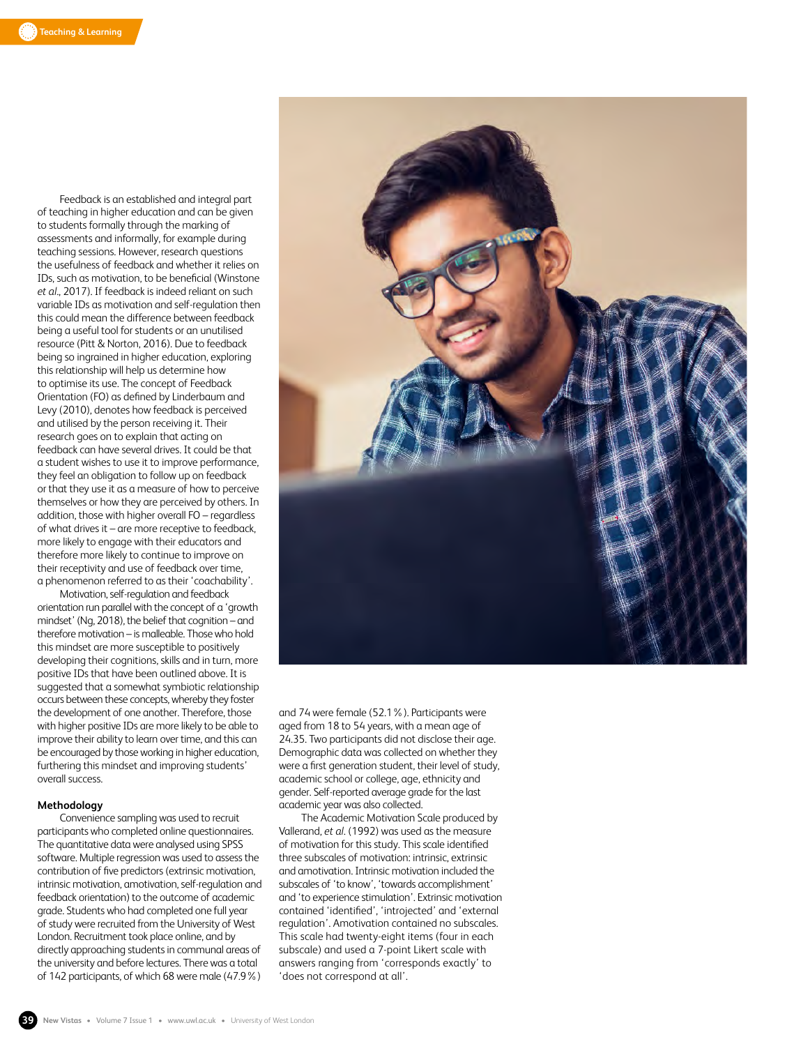Feedback is an established and integral part of teaching in higher education and can be given to students formally through the marking of assessments and informally, for example during teaching sessions. However, research questions the usefulness of feedback and whether it relies on IDs, such as motivation, to be beneficial (Winstone *et al.*, 2017). If feedback is indeed reliant on such variable IDs as motivation and self-regulation then this could mean the difference between feedback being a useful tool for students or an unutilised resource (Pitt & Norton, 2016). Due to feedback being so ingrained in higher education, exploring this relationship will help us determine how to optimise its use. The concept of Feedback Orientation (FO) as defined by Linderbaum and Levy (2010), denotes how feedback is perceived and utilised by the person receiving it. Their research goes on to explain that acting on feedback can have several drives. It could be that a student wishes to use it to improve performance, they feel an obligation to follow up on feedback or that they use it as a measure of how to perceive themselves or how they are perceived by others. In addition, those with higher overall FO – regardless of what drives it – are more receptive to feedback, more likely to engage with their educators and therefore more likely to continue to improve on their receptivity and use of feedback over time, a phenomenon referred to as their 'coachability'.

Motivation, self-regulation and feedback orientation run parallel with the concept of a 'growth mindset' (Ng, 2018), the belief that cognition – and therefore motivation – is malleable. Those who hold this mindset are more susceptible to positively developing their cognitions, skills and in turn, more positive IDs that have been outlined above. It is suggested that a somewhat symbiotic relationship occurs between these concepts, whereby they foster the development of one another. Therefore, those with higher positive IDs are more likely to be able to improve their ability to learn over time, and this can be encouraged by those working in higher education, furthering this mindset and improving students' overall success.

### Methodology

Convenience sampling was used to recruit participants who completed online questionnaires. The quantitative data were analysed using SPSS software. Multiple regression was used to assess the contribution of five predictors (extrinsic motivation, intrinsic motivation, amotivation, self-regulation and feedback orientation) to the outcome of academic grade. Students who had completed one full year of study were recruited from the University of West London. Recruitment took place online, and by directly approaching students in communal areas of the university and before lectures. There was a total of 142 participants, of which 68 were male (47.9 %) and 74 were female (52.1 %). Participants were aged from 18 to 54 years, with a mean age of 24.35. Two participants did not disclose their age. Demographic data was collected on whether they were a first generation student, their level of study, academic school or college, age, ethnicity and gender. Self-reported average grade for the last academic year was also collected.

The Academic Motivation Scale produced by Vallerand, *et al.* (1992) was used as the measure of motivation for this study. This scale identified three subscales of motivation: intrinsic, extrinsic and amotivation. Intrinsic motivation included the subscales of 'to know', 'towards accomplishment' and 'to experience stimulation'. Extrinsic motivation contained 'identified', 'introjected' and 'external regulation'. Amotivation contained no subscales. This scale had twenty-eight items (four in each subscale) and used a 7-point Likert scale with answers ranging from 'corresponds exactly' to 'does not correspond at all'.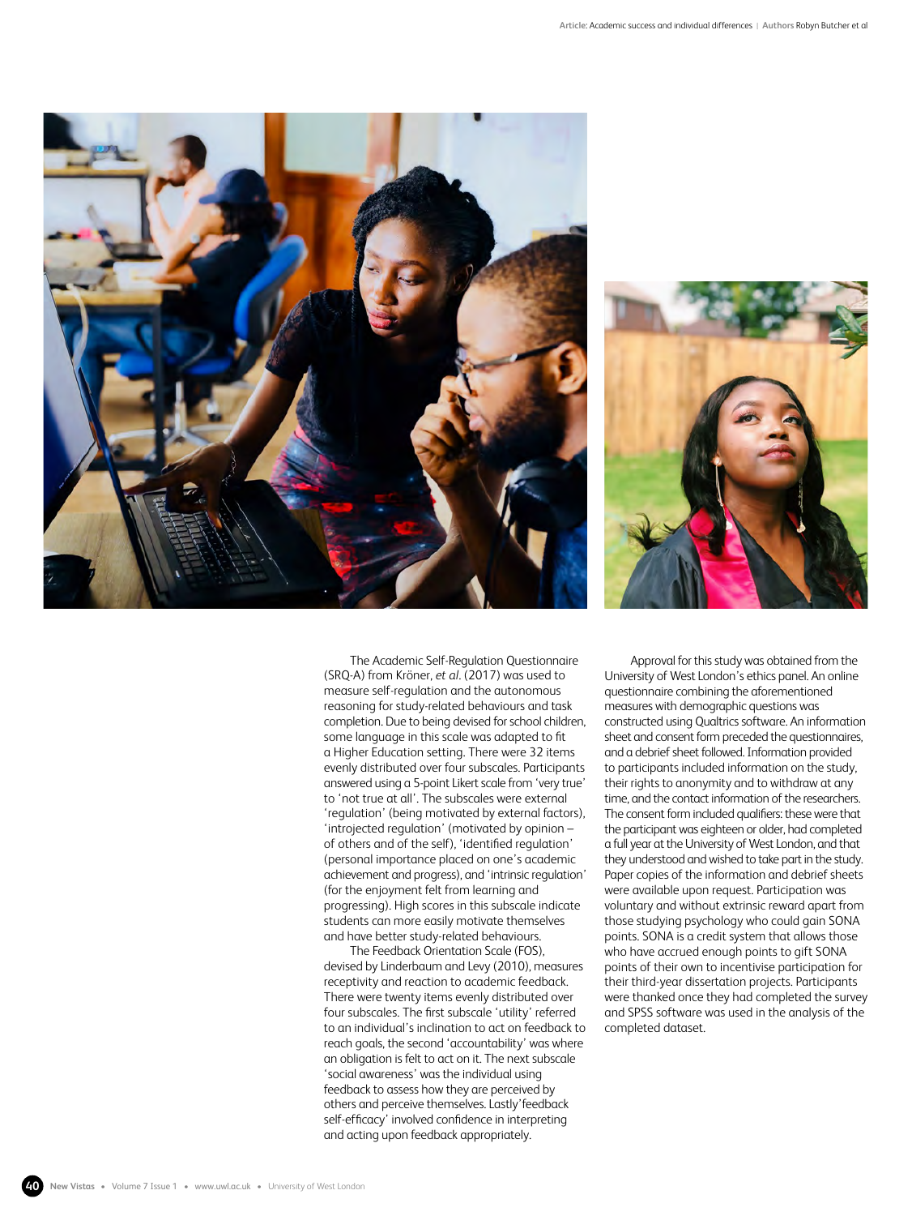The Academic Self-Regulation Questionnaire (SRQ-A) from Kröner, *et al*. (2017) was used to measure self-regulation and the autonomous reasoning for study-related behaviours and task completion. Due to being devised for school children, some language in this scale was adapted to fit a Higher Education setting. There were 32 items evenly distributed over four subscales. Participants answered using a 5-point Likert scale from 'very true' to 'not true at all'. The subscales were external 'regulation' (being motivated by external factors), 'introjected regulation' (motivated by opinion – of others and of the self), 'identified regulation' (personal importance placed on one's academic achievement and progress), and 'intrinsic regulation' (for the enjoyment felt from learning and progressing). High scores in this subscale indicate students can more easily motivate themselves and have better study-related behaviours.

The Feedback Orientation Scale (FOS), devised by Linderbaum and Levy (2010), measures receptivity and reaction to academic feedback. There were twenty items evenly distributed over four subscales. The first subscale 'utility' referred to an individual's inclination to act on feedback to reach goals, the second 'accountability' was where an obligation is felt to act on it. The next subscale 'social awareness' was the individual using feedback to assess how they are perceived by others and perceive themselves. Lastly 'feedback self-efficacy' involved confidence in interpreting and acting upon feedback appropriately.

Approval for this study was obtained from the University of West London's ethics panel. An online questionnaire combining the aforementioned measures with demographic questions was constructed using Qualtrics software. An information sheet and consent form preceded the questionnaires, and a debrief sheet followed. Information provided to participants included information on the study, their rights to anonymity and to withdraw at any time, and the contact information of the researchers. The consent form included qualifiers: these were that the participant was eighteen or older, had completed a full year at the University of West London, and that they understood and wished to take part in the study. Paper copies of the information and debrief sheets were available upon request. Participation was voluntary and without extrinsic reward apart from those studying psychology who could gain SONA points. SONA is a credit system that allows those who have accrued enough points to gift SONA points of their own to incentivise participation for their third-year dissertation projects. Participants were thanked once they had completed the survey and SPSS software was used in the analysis of the completed dataset.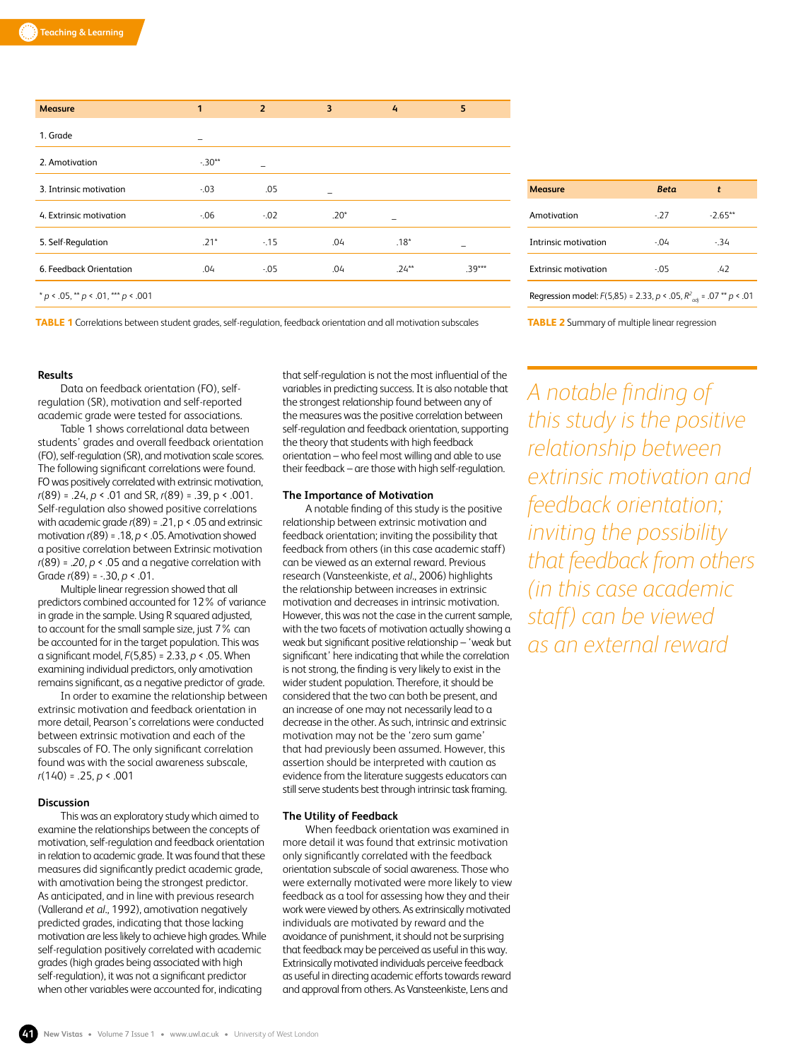| Measure | 1 | 2 | 3 | 4 | 5 |
|---|---|---|---|---|---|
| 1. Grade | _ | | | | |
| 2. Amotivation | -.30** | _ | | | |
| 3. Intrinsic motivation | -.03 | .05 | _ | | |
| 4. Extrinsic motivation | -.06 | -.02 | .20* | _ | |
| 5. Self-Regulation | .21* | -.15 | .04 | .18* | _ |
| 6. Feedback Orientation | .04 | -.05 | .04 | .24** | .39*** |
| * $p < .05$, ** $p < .01$, *** $p < .001$ | | | | | |

**TABLE 1** Correlations between student grades, self-regulation, feedback orientation and all motivation subscales

| Measure | *Beta* | *t* |
|---|---|---|
| Amotivation | -.27 | -2.65** |
| Intrinsic motivation | -.04 | -.34 |
| Extrinsic motivation | -.05 | .42 |
| Regression model: $F(5,85) = 2.33$, $p < .05$, $R^2_{adj} = .07$ ** $p < .01$ | | |

**TABLE 2** Summary of multiple linear regression

## Results

Data on feedback orientation (FO), self-regulation (SR), motivation and self-reported academic grade were tested for associations.

Table 1 shows correlational data between students' grades and overall feedback orientation (FO), self-regulation (SR), and motivation scale scores. The following significant correlations were found. FO was positively correlated with extrinsic motivation, $r(89) = .24$, $p < .01$ and SR, $r(89) = .39$, $p < .001$. Self-regulation also showed positive correlations with academic grade $r(89) = .21$, $p < .05$ and extrinsic motivation $r(89) = .18$, $p < .05$. Amotivation showed a positive correlation between Extrinsic motivation $r(89) = .20$, $p < .05$ and a negative correlation with Grade $r(89) = -.30$, $p < .01$.

Multiple linear regression showed that all predictors combined accounted for 12% of variance in grade in the sample. Using R squared adjusted, to account for the small sample size, just 7% can be accounted for in the target population. This was a significant model, $F(5,85) = 2.33$, $p < .05$. When examining individual predictors, only amotivation remains significant, as a negative predictor of grade.

In order to examine the relationship between extrinsic motivation and feedback orientation in more detail, Pearson's correlations were conducted between extrinsic motivation and each of the subscales of FO. The only significant correlation found was with the social awareness subscale, $r(140) = .25$, $p < .001$

## Discussion

This was an exploratory study which aimed to examine the relationships between the concepts of motivation, self-regulation and feedback orientation in relation to academic grade. It was found that these measures did significantly predict academic grade, with amotivation being the strongest predictor. As anticipated, and in line with previous research (Vallerand *et al*., 1992), amotivation negatively predicted grades, indicating that those lacking motivation are less likely to achieve high grades. While self-regulation positively correlated with academic grades (high grades being associated with high self-regulation), it was not a significant predictor when other variables were accounted for, indicating that self-regulation is not the most influential of the variables in predicting success. It is also notable that the strongest relationship found between any of the measures was the positive correlation between self-regulation and feedback orientation, supporting the theory that students with high feedback orientation – who feel most willing and able to use their feedback – are those with high self-regulation.

### The Importance of Motivation

A notable finding of this study is the positive relationship between extrinsic motivation and feedback orientation; inviting the possibility that feedback from others (in this case academic staff) can be viewed as an external reward. Previous research (Vansteenkiste, *et al*., 2006) highlights the relationship between increases in extrinsic motivation and decreases in intrinsic motivation. However, this was not the case in the current sample, with the two facets of motivation actually showing a weak but significant positive relationship – 'weak but significant' here indicating that while the correlation is not strong, the finding is very likely to exist in the wider student population. Therefore, it should be considered that the two can both be present, and an increase of one may not necessarily lead to a decrease in the other. As such, intrinsic and extrinsic motivation may not be the 'zero sum game' that had previously been assumed. However, this assertion should be interpreted with caution as evidence from the literature suggests educators can still serve students best through intrinsic task framing.

*A notable finding of this study is the positive relationship between extrinsic motivation and feedback orientation; inviting the possibility that feedback from others (in this case academic staff) can be viewed as an external reward*

### The Utility of Feedback

When feedback orientation was examined in more detail it was found that extrinsic motivation only significantly correlated with the feedback orientation subscale of social awareness. Those who were externally motivated were more likely to view feedback as a tool for assessing how they and their work were viewed by others. As extrinsically motivated individuals are motivated by reward and the avoidance of punishment, it should not be surprising that feedback may be perceived as useful in this way. Extrinsically motivated individuals perceive feedback as useful in directing academic efforts towards reward and approval from others. As Vansteenkiste, Lens and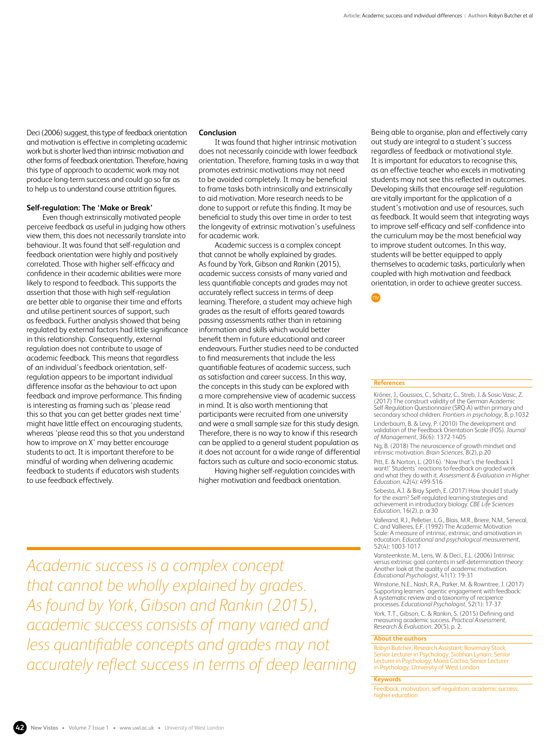Deci (2006) suggest, this type of feedback orientation and motivation is effective in completing academic work but is shorter lived than intrinsic motivation and other forms of feedback orientation. Therefore, having this type of approach to academic work may not produce long-term success and could go so far as to help us to understand course attrition figures.

### Self-regulation: The 'Make or Break'

Even though extrinsically motivated people perceive feedback as useful in judging how others view them, this does not necessarily translate into behaviour. It was found that self-regulation and feedback orientation were highly and positively correlated. Those with higher self-efficacy and confidence in their academic abilities were more likely to respond to feedback. This supports the assertion that those with high self-regulation are better able to organise their time and efforts and utilise pertinent sources of support, such as feedback. Further analysis showed that being regulated by external factors had little significance in this relationship. Consequently, external regulation does not contribute to usage of academic feedback. This means that regardless of an individual's feedback orientation, self-regulation appears to be important individual difference insofar as the behaviour to act upon feedback and improve performance. This finding is interesting as framing such as 'please read this so that you can get better grades next time' might have little effect on encouraging students, whereas 'please read this so that you understand how to improve on X' may better encourage students to act. It is important therefore to be mindful of wording when delivering academic feedback to students if educators wish students to use feedback effectively.

### Conclusion

It was found that higher intrinsic motivation does not necessarily coincide with lower feedback orientation. Therefore, framing tasks in a way that promotes extrinsic motivations may not need to be avoided completely. It may be beneficial to frame tasks both intrinsically and extrinsically to aid motivation. More research needs to be done to support or refute this finding. It may be beneficial to study this over time in order to test the longevity of extrinsic motivation's usefulness for academic work.

Academic success is a complex concept that cannot be wholly explained by grades. As found by York, Gibson and Rankin (2015), academic success consists of many varied and less quantifiable concepts and grades may not accurately reflect success in terms of deep learning. Therefore, a student may achieve high grades as the result of efforts geared towards passing assessments rather than in retaining information and skills which would better benefit them in future educational and career endeavours. Further studies need to be conducted to find measurements that include the less quantifiable features of academic success, such as satisfaction and career success. In this way, the concepts in this study can be explored with a more comprehensive view of academic success in mind. It is also worth mentioning that participants were recruited from one university and were a small sample size for this study design. Therefore, there is no way to know if this research can be applied to a general student population as it does not account for a wide range of differential factors such as culture and socio-economic status.

Having higher self-regulation coincides with higher motivation and feedback orientation. Being able to organise, plan and effectively carry out study are integral to a student's success regardless of feedback or motivational style. It is important for educators to recognise this, as an effective teacher who excels in motivating students may not see this reflected in outcomes. Developing skills that encourage self-regulation are vitally important for the application of a student's motivation and use of resources, such as feedback. It would seem that integrating ways to improve self-efficacy and self-confidence into the curriculum may be the most beneficial way to improve student outcomes. In this way, students will be better equipped to apply themselves to academic tasks, particularly when coupled with high motivation and feedback orientation, in order to achieve greater success.

*Academic success is a complex concept that cannot be wholly explained by grades. As found by York, Gibson and Rankin (2015), academic success consists of many varied and less quantifiable concepts and grades may not accurately reflect success in terms of deep learning*

### References

Kröner, J., Goussios, C., Schaitz, C., Streb, J. & Sosic-Vasic, Z. (2017) The construct validity of the German Academic Self-Regulation Questionnaire (SRQ-A) within primary and secondary school children. *Frontiers in psychology*, 8, p.1032

Linderbaum, B. & Levy, P. (2010) The development and validation of the Feedback Orientation Scale (FOS). *Journal of Management*, 36(6): 1372-1405

Ng, B. (2018) The neuroscience of growth mindset and intrinsic motivation. *Brain Sciences*, 8(2), p.20

Pitt, E. & Norton, L. (2016). 'Now that's the feedback I want!' Students' reactions to feedback on graded work and what they do with it. *Assessment & Evaluation in Higher Education*, 42(4): 499-516

Sebesta, A.J. & Bray Speth, E. (2017) How should I study for the exam? Self-regulated learning strategies and achievement in introductory biology. *CBE Life Sciences Education*, 16(2), p. ar30

Vallerand, R.J., Pelletier, L.G., Blais, M.R., Briere, N.M., Senecal, C. and Vallieres, E.F. (1992) The Academic Motivation Scale: A measure of intrinsic, extrinsic, and amotivation in education. *Educational and psychological measurement*, 52(4): 1003-1017

Vansteenkiste, M., Lens, W. & Deci., E.L. (2006) Intrinsic versus extrinsic goal contents in self-determination theory: Another look at the quality of academic motivation. *Educational Psychologist*, 41(1): 19-31

Winstone, N.E., Nash, R.A., Parker, M. & Rowntree, J. (2017) Supporting learners' agentic engagement with feedback: A systematic review and a taxonomy of recipience processes. *Educational Psychologist*, 52(1): 17-37

York, T.T., Gibson, C. & Rankin, S. (2015) Defining and measuring academic success. *Practical Assessment, Research & Evaluation*, 20(5), p. 2.

### About the authors

Robyn Butcher, Research Assistant; Rosemary Stock, Senior Lecturer in Psychology; Siobhan Lynam, Senior Lecturer in Psychology; Moira Cachia, Senior Lecturer in Psychology, University of West London

### Keywords

Feedback, motivation, self-regulation, academic success, higher education